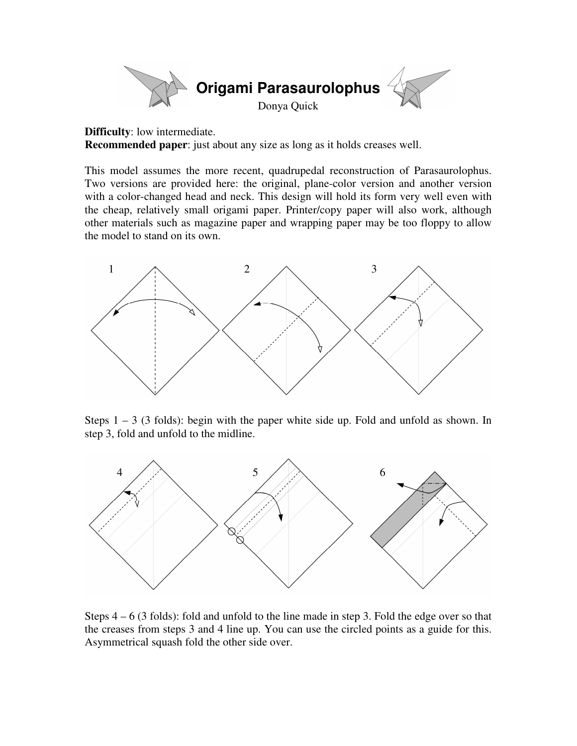# Origami Parasaurolophus

Donya Quick

**Difficulty**: low intermediate.
**Recommended paper**: just about any size as long as it holds creases well.

This model assumes the more recent, quadrupedal reconstruction of Parasaurolophus. Two versions are provided here: the original, plane-color version and another version with a color-changed head and neck. This design will hold its form very well even with the cheap, relatively small origami paper. Printer/copy paper will also work, although other materials such as magazine paper and wrapping paper may be too floppy to allow the model to stand on its own.

Steps 1 – 3 (3 folds): begin with the paper white side up. Fold and unfold as shown. In step 3, fold and unfold to the midline.

Steps 4 – 6 (3 folds): fold and unfold to the line made in step 3. Fold the edge over so that the creases from steps 3 and 4 line up. You can use the circled points as a guide for this. Asymmetrical squash fold the other side over.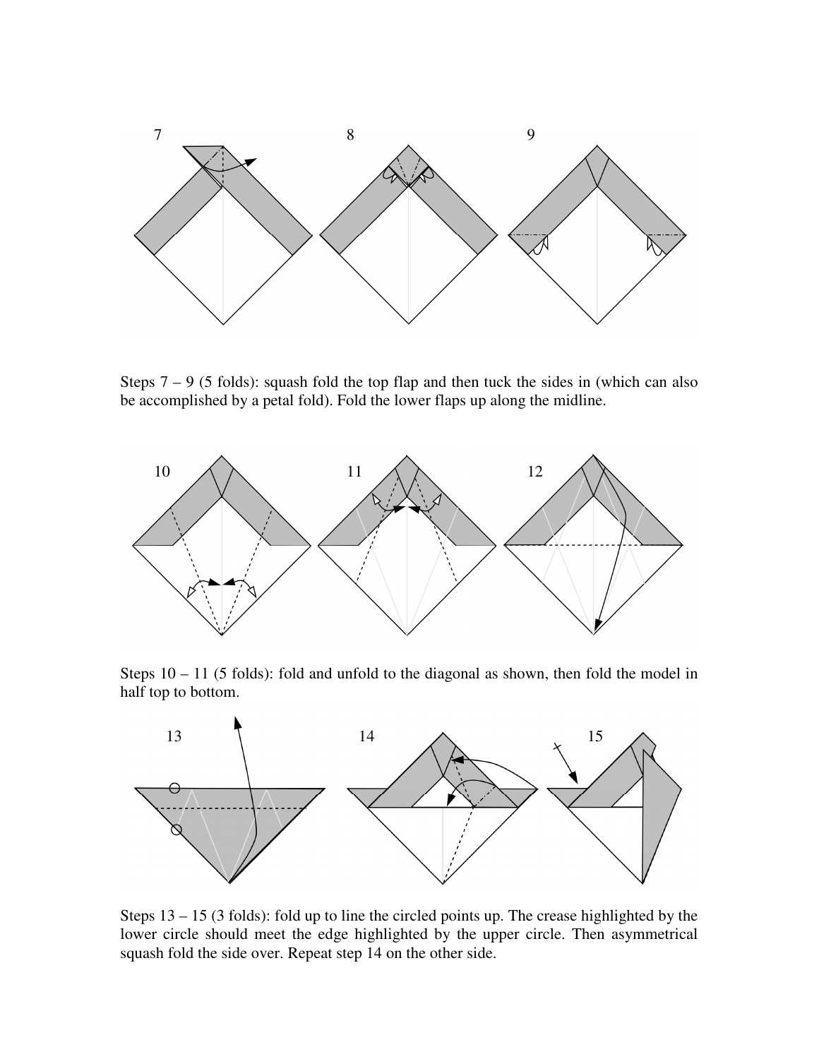7 8 9

Steps 7 – 9 (5 folds): squash fold the top flap and then tuck the sides in (which can also be accomplished by a petal fold). Fold the lower flaps up along the midline.

10 11 12

Steps 10 – 11 (5 folds): fold and unfold to the diagonal as shown, then fold the model in half top to bottom.

13 14 15

Steps 13 – 15 (3 folds): fold up to line the circled points up. The crease highlighted by the lower circle should meet the edge highlighted by the upper circle. Then asymmetrical squash fold the side over. Repeat step 14 on the other side.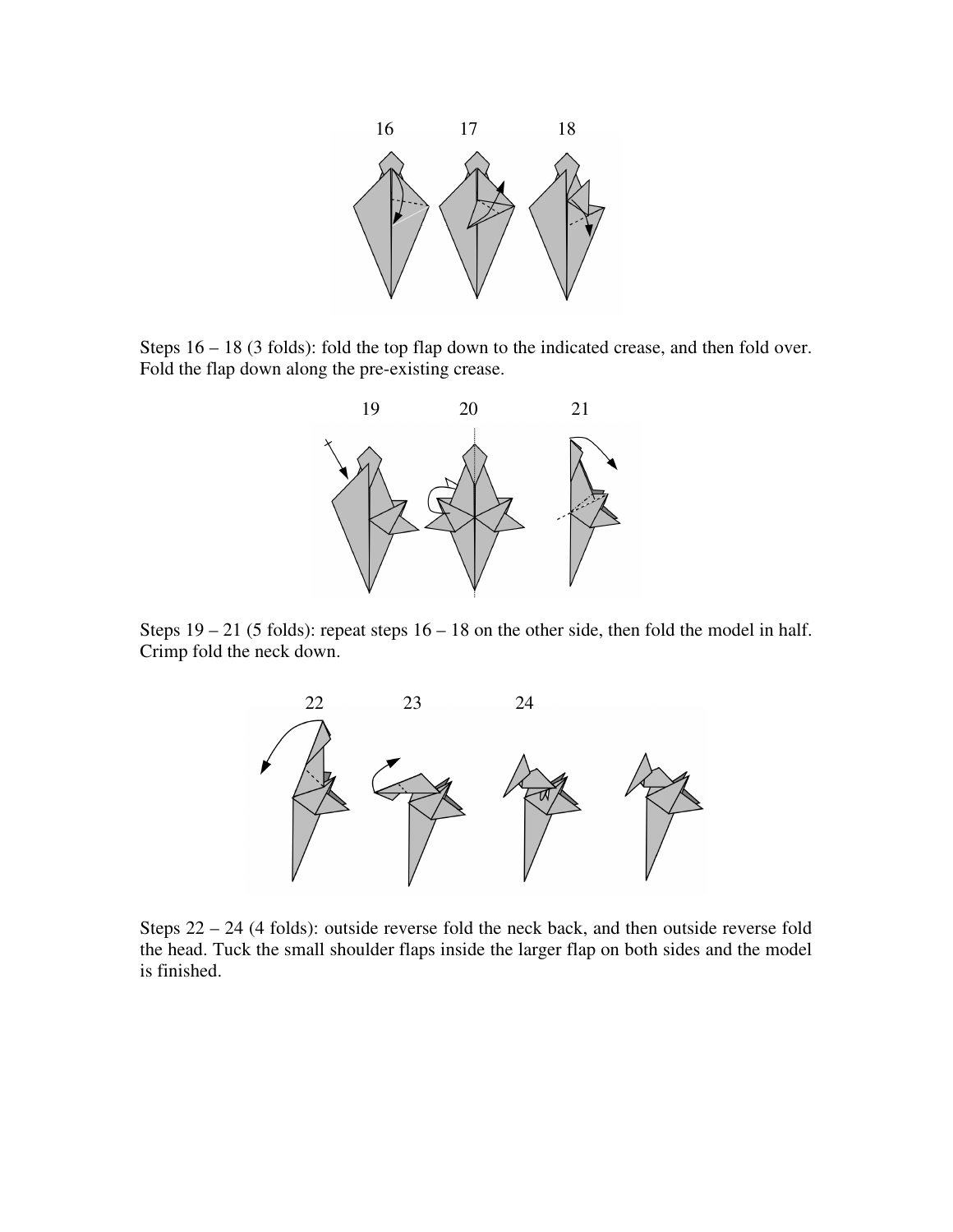16 17 18

Steps 16 – 18 (3 folds): fold the top flap down to the indicated crease, and then fold over. Fold the flap down along the pre-existing crease.

19 20 21

Steps 19 – 21 (5 folds): repeat steps 16 – 18 on the other side, then fold the model in half. Crimp fold the neck down.

22 23 24

Steps 22 – 24 (4 folds): outside reverse fold the neck back, and then outside reverse fold the head. Tuck the small shoulder flaps inside the larger flap on both sides and the model is finished.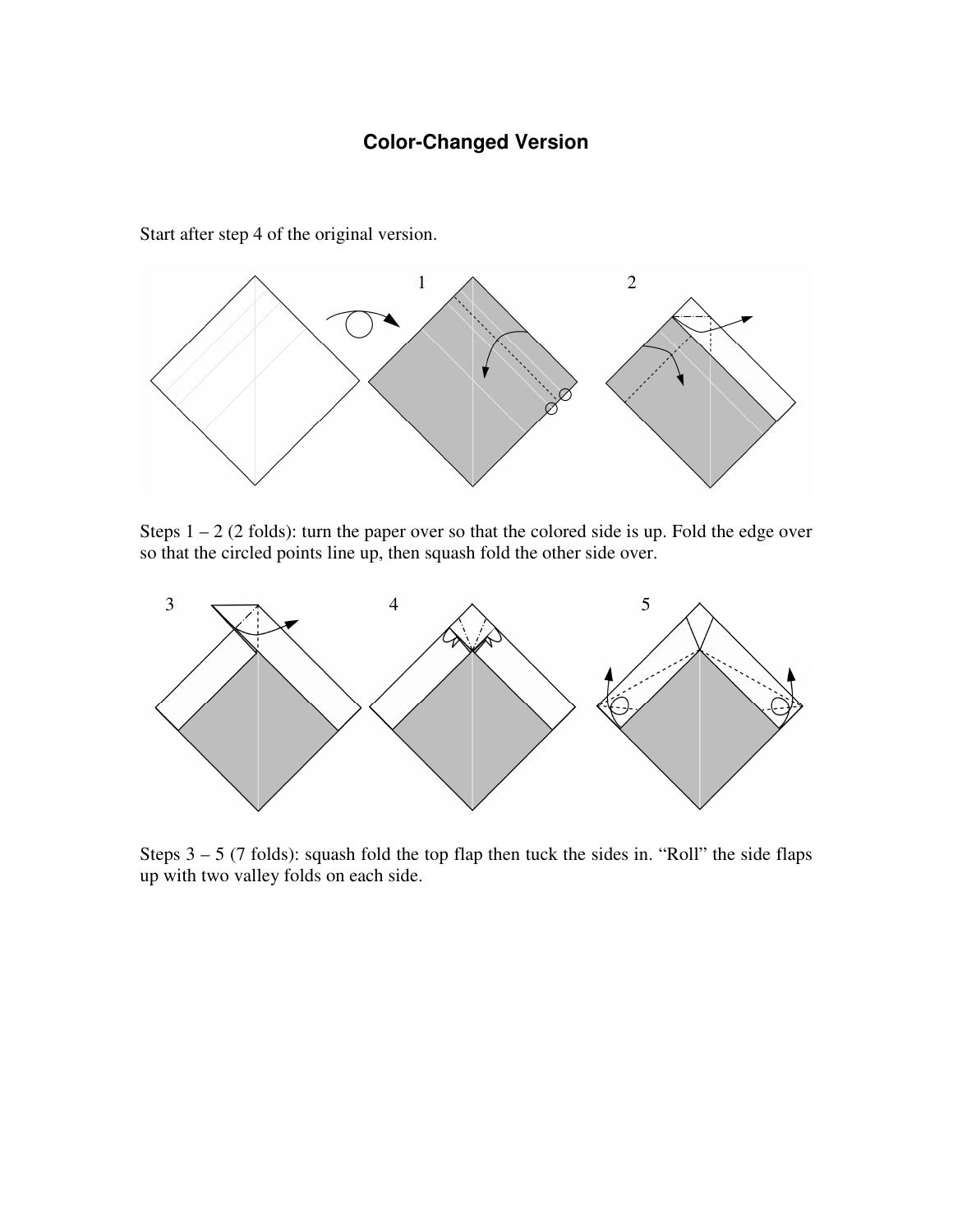## Color-Changed Version

Start after step 4 of the original version.

Steps 1 – 2 (2 folds): turn the paper over so that the colored side is up. Fold the edge over so that the circled points line up, then squash fold the other side over.

Steps 3 – 5 (7 folds): squash fold the top flap then tuck the sides in. "Roll" the side flaps up with two valley folds on each side.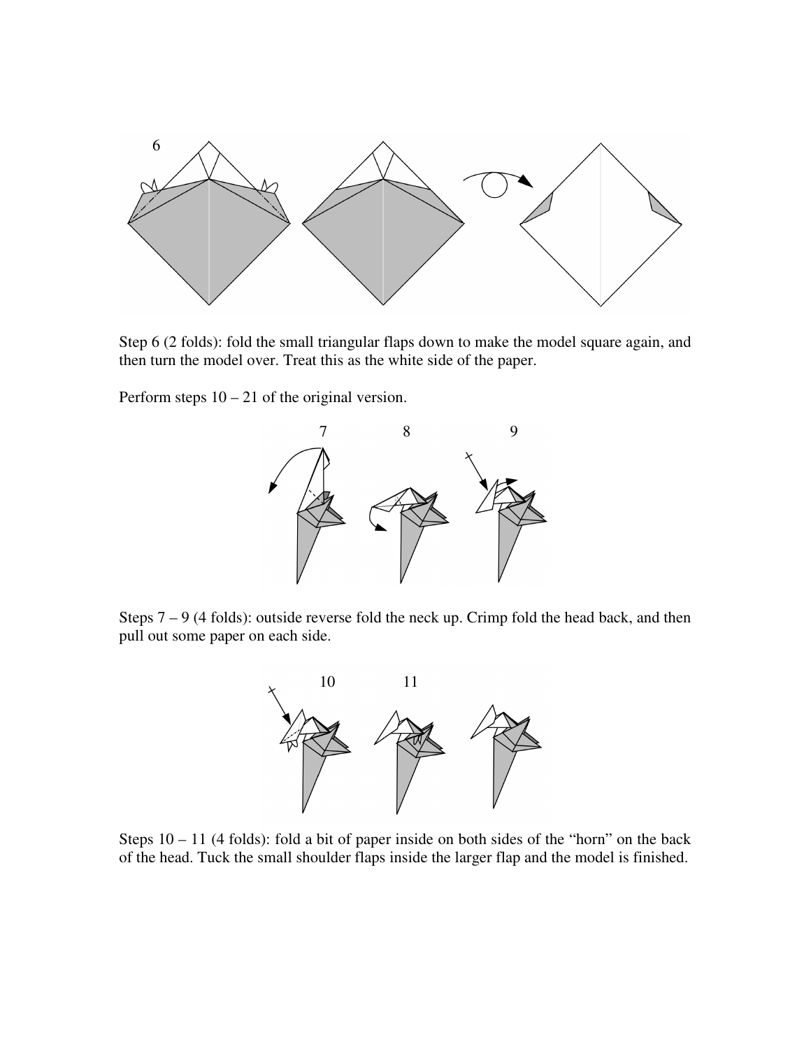Step 6 (2 folds): fold the small triangular flaps down to make the model square again, and then turn the model over. Treat this as the white side of the paper.

Perform steps 10 – 21 of the original version.

Steps 7 – 9 (4 folds): outside reverse fold the neck up. Crimp fold the head back, and then pull out some paper on each side.

Steps 10 – 11 (4 folds): fold a bit of paper inside on both sides of the "horn" on the back of the head. Tuck the small shoulder flaps inside the larger flap and the model is finished.